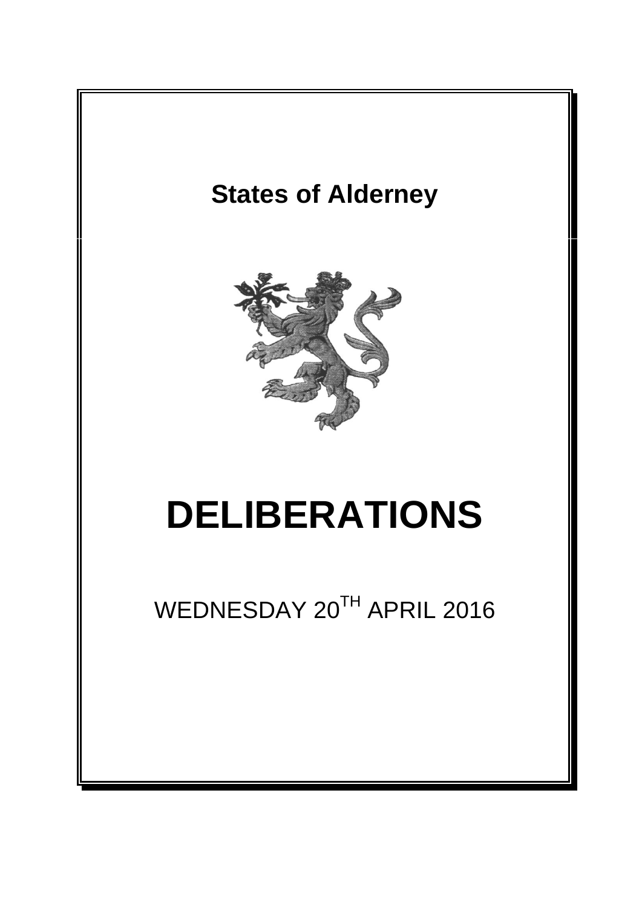# States of Alderney

# DELIBERATIONS

WEDNESDAY 20[TH] APRIL 2016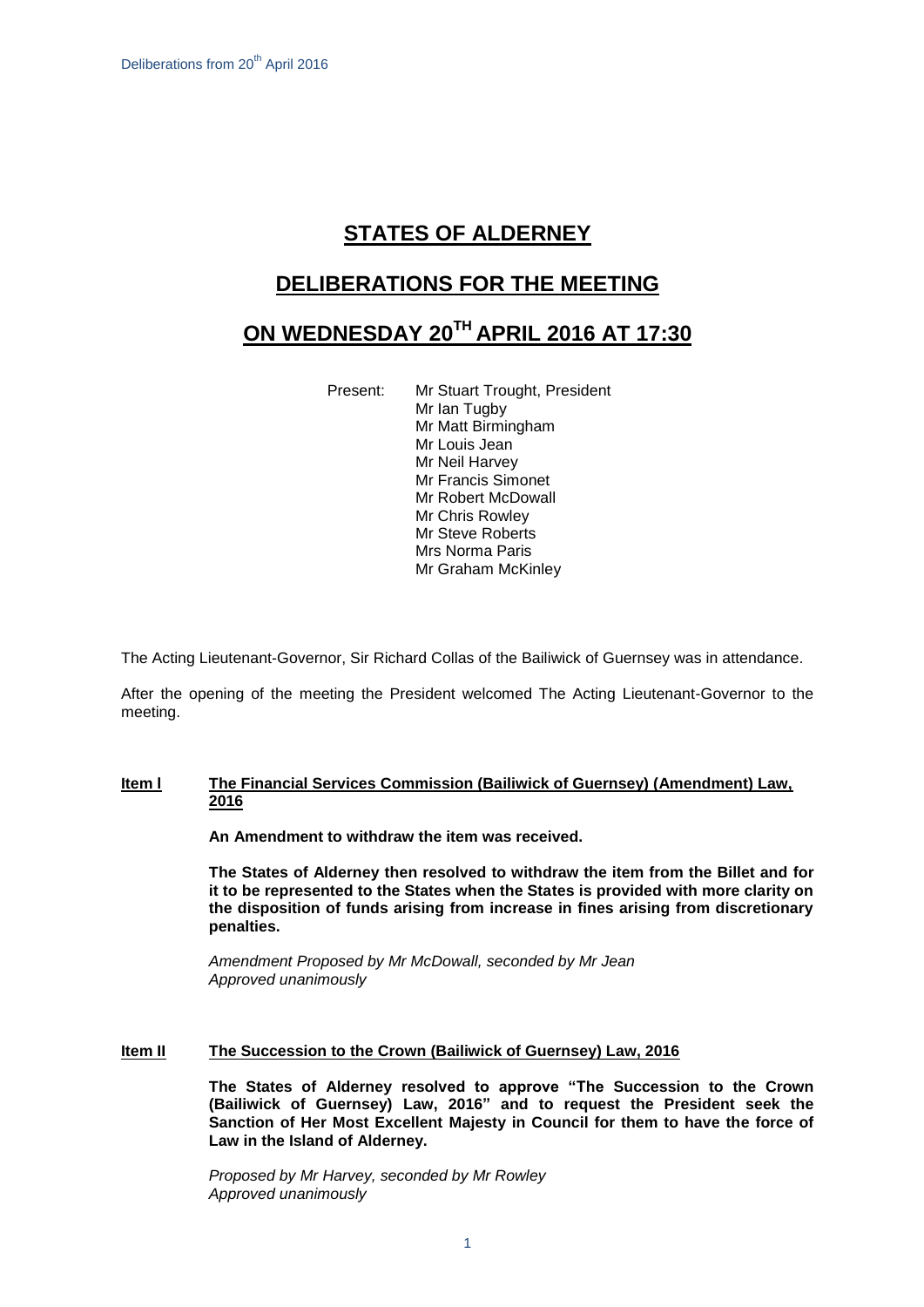# STATES OF ALDERNEY

## DELIBERATIONS FOR THE MEETING

## ON WEDNESDAY 20TH APRIL 2016 AT 17:30

Present: Mr Stuart Trought, President
Mr Ian Tugby
Mr Matt Birmingham
Mr Louis Jean
Mr Neil Harvey
Mr Francis Simonet
Mr Robert McDowall
Mr Chris Rowley
Mr Steve Roberts
Mrs Norma Paris
Mr Graham McKinley

The Acting Lieutenant-Governor, Sir Richard Collas of the Bailiwick of Guernsey was in attendance.

After the opening of the meeting the President welcomed The Acting Lieutenant-Governor to the meeting.

**Item I** **The Financial Services Commission (Bailiwick of Guernsey) (Amendment) Law, 2016**

**An Amendment to withdraw the item was received.**

**The States of Alderney then resolved to withdraw the item from the Billet and for it to be represented to the States when the States is provided with more clarity on the disposition of funds arising from increase in fines arising from discretionary penalties.**

*Amendment Proposed by Mr McDowall, seconded by Mr Jean*
*Approved unanimously*

**Item II** **The Succession to the Crown (Bailiwick of Guernsey) Law, 2016**

**The States of Alderney resolved to approve "The Succession to the Crown (Bailiwick of Guernsey) Law, 2016" and to request the President seek the Sanction of Her Most Excellent Majesty in Council for them to have the force of Law in the Island of Alderney.**

*Proposed by Mr Harvey, seconded by Mr Rowley*
*Approved unanimously*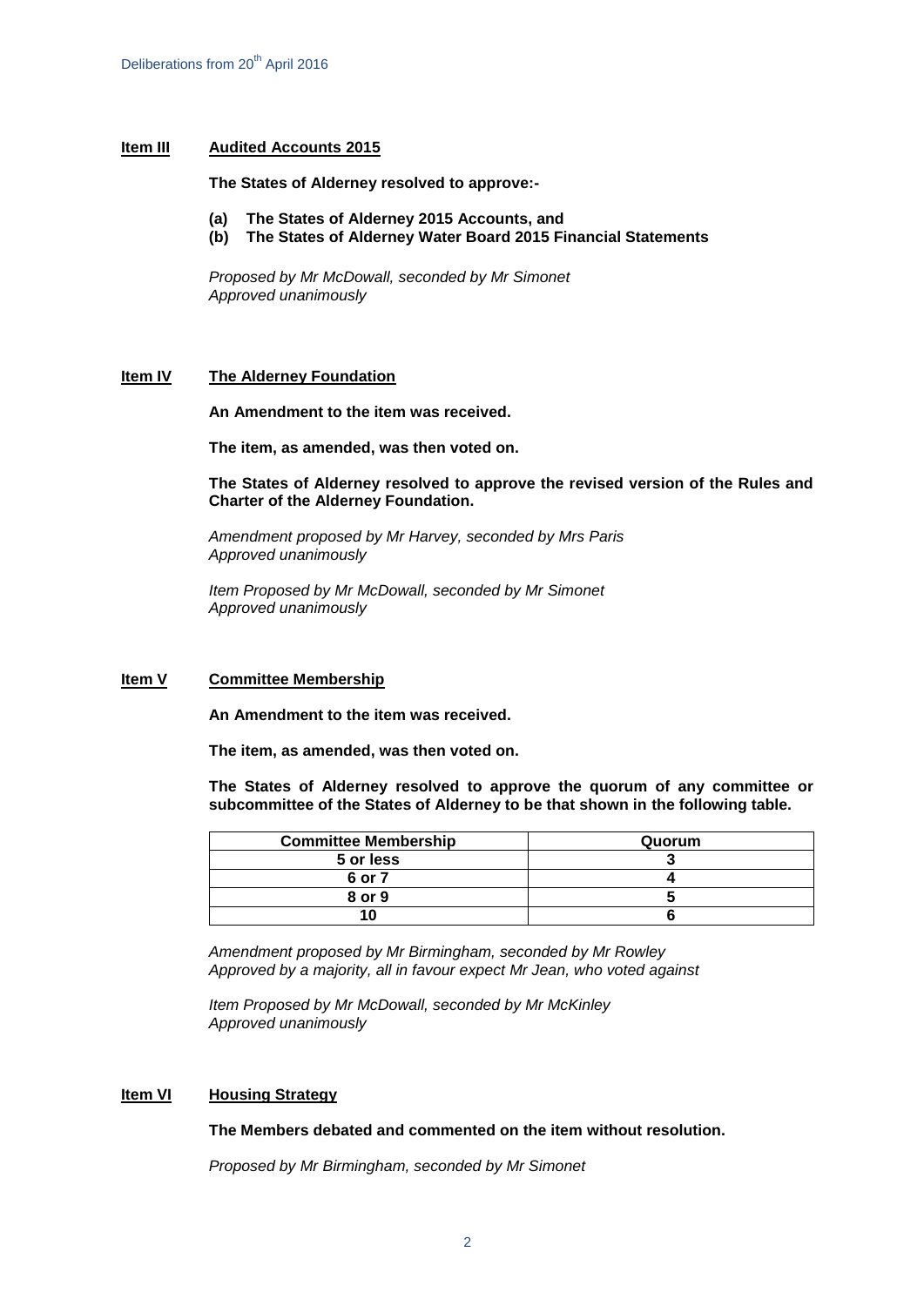**Item III** **Audited Accounts 2015**

**The States of Alderney resolved to approve:-**

**(a) The States of Alderney 2015 Accounts, and**
**(b) The States of Alderney Water Board 2015 Financial Statements**

*Proposed by Mr McDowall, seconded by Mr Simonet*
*Approved unanimously*

**Item IV** **The Alderney Foundation**

**An Amendment to the item was received.**

**The item, as amended, was then voted on.**

**The States of Alderney resolved to approve the revised version of the Rules and Charter of the Alderney Foundation.**

*Amendment proposed by Mr Harvey, seconded by Mrs Paris*
*Approved unanimously*

*Item Proposed by Mr McDowall, seconded by Mr Simonet*
*Approved unanimously*

**Item V** **Committee Membership**

**An Amendment to the item was received.**

**The item, as amended, was then voted on.**

**The States of Alderney resolved to approve the quorum of any committee or subcommittee of the States of Alderney to be that shown in the following table.**

| Committee Membership | Quorum |
|---|---|
| 5 or less | 3 |
| 6 or 7 | 4 |
| 8 or 9 | 5 |
| 10 | 6 |

*Amendment proposed by Mr Birmingham, seconded by Mr Rowley*
*Approved by a majority, all in favour expect Mr Jean, who voted against*

*Item Proposed by Mr McDowall, seconded by Mr McKinley*
*Approved unanimously*

**Item VI** **Housing Strategy**

**The Members debated and commented on the item without resolution.**

*Proposed by Mr Birmingham, seconded by Mr Simonet*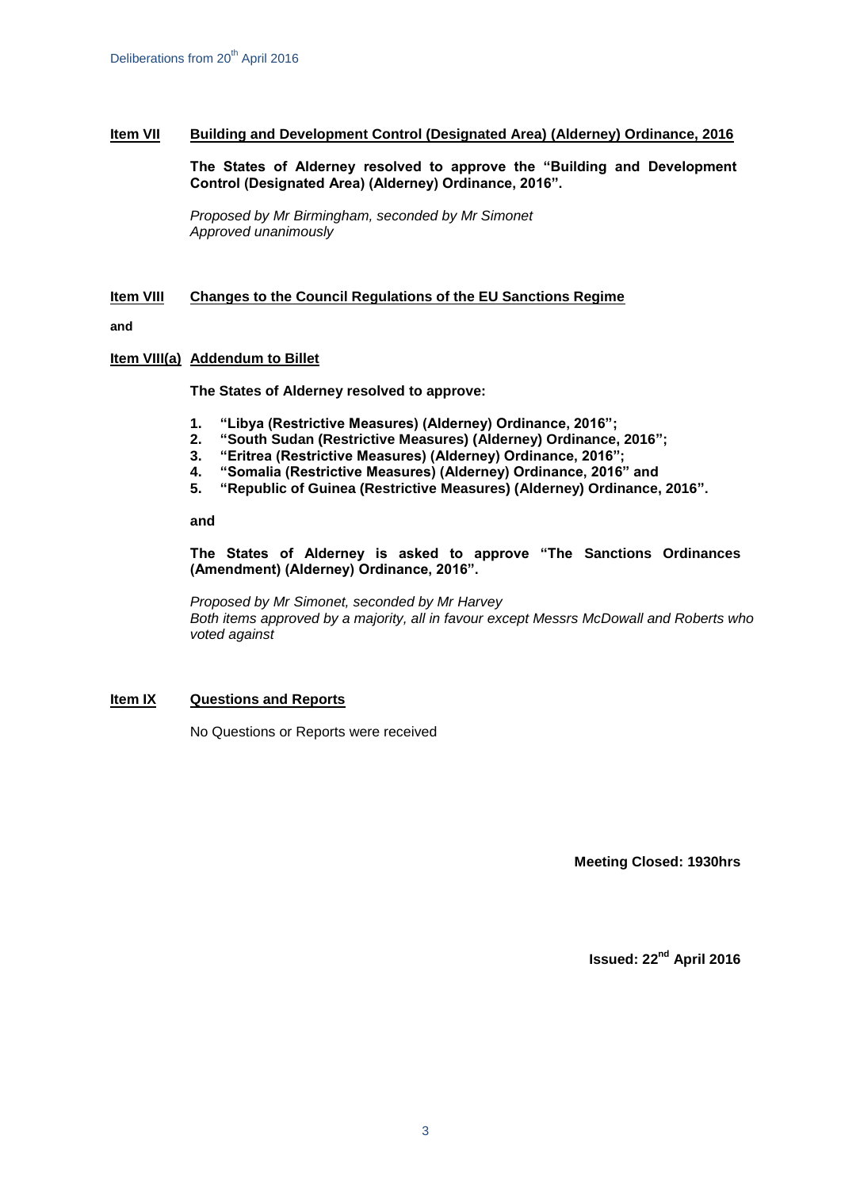**Item VII Building and Development Control (Designated Area) (Alderney) Ordinance, 2016**

**The States of Alderney resolved to approve the "Building and Development Control (Designated Area) (Alderney) Ordinance, 2016".**

*Proposed by Mr Birmingham, seconded by Mr Simonet*
*Approved unanimously*

**Item VIII Changes to the Council Regulations of the EU Sanctions Regime**

**and**

**Item VIII(a) Addendum to Billet**

**The States of Alderney resolved to approve:**

1. **"Libya (Restrictive Measures) (Alderney) Ordinance, 2016";**
2. **"South Sudan (Restrictive Measures) (Alderney) Ordinance, 2016";**
3. **"Eritrea (Restrictive Measures) (Alderney) Ordinance, 2016";**
4. **"Somalia (Restrictive Measures) (Alderney) Ordinance, 2016" and**
5. **"Republic of Guinea (Restrictive Measures) (Alderney) Ordinance, 2016".**

**and**

**The States of Alderney is asked to approve "The Sanctions Ordinances (Amendment) (Alderney) Ordinance, 2016".**

*Proposed by Mr Simonet, seconded by Mr Harvey*
*Both items approved by a majority, all in favour except Messrs McDowall and Roberts who voted against*

**Item IX Questions and Reports**

No Questions or Reports were received

**Meeting Closed: 1930hrs**

**Issued: 22nd April 2016**